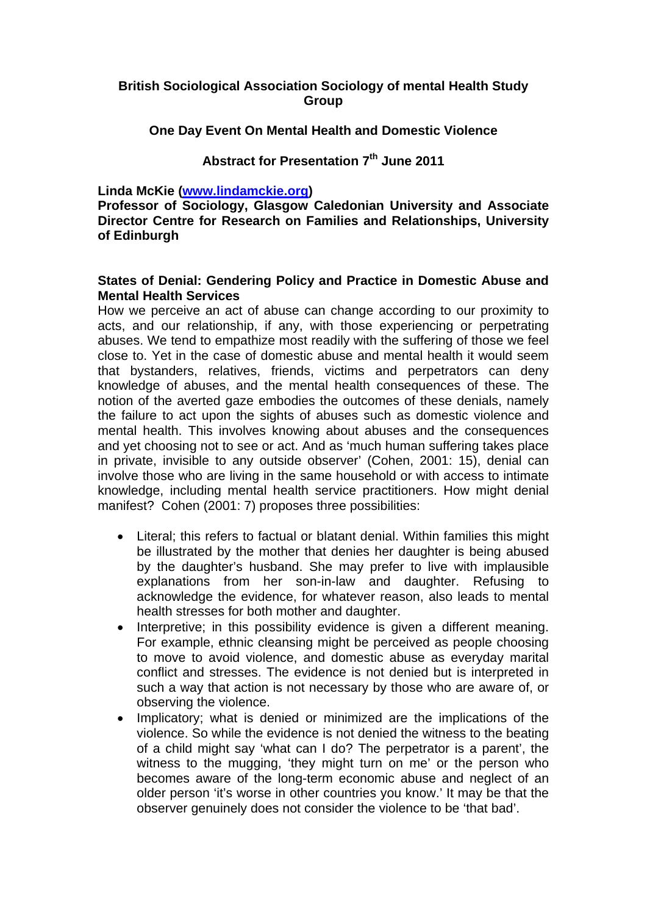**British Sociological Association Sociology of mental Health Study Group**

**One Day Event On Mental Health and Domestic Violence**

**Abstract for Presentation 7th June 2011**

**Linda McKie (www.lindamckie.org)**
**Professor of Sociology, Glasgow Caledonian University and Associate Director Centre for Research on Families and Relationships, University of Edinburgh**

**States of Denial: Gendering Policy and Practice in Domestic Abuse and Mental Health Services**

How we perceive an act of abuse can change according to our proximity to acts, and our relationship, if any, with those experiencing or perpetrating abuses. We tend to empathize most readily with the suffering of those we feel close to. Yet in the case of domestic abuse and mental health it would seem that bystanders, relatives, friends, victims and perpetrators can deny knowledge of abuses, and the mental health consequences of these. The notion of the averted gaze embodies the outcomes of these denials, namely the failure to act upon the sights of abuses such as domestic violence and mental health. This involves knowing about abuses and the consequences and yet choosing not to see or act. And as 'much human suffering takes place in private, invisible to any outside observer' (Cohen, 2001: 15), denial can involve those who are living in the same household or with access to intimate knowledge, including mental health service practitioners. How might denial manifest? Cohen (2001: 7) proposes three possibilities:

- Literal; this refers to factual or blatant denial. Within families this might be illustrated by the mother that denies her daughter is being abused by the daughter's husband. She may prefer to live with implausible explanations from her son-in-law and daughter. Refusing to acknowledge the evidence, for whatever reason, also leads to mental health stresses for both mother and daughter.
- Interpretive; in this possibility evidence is given a different meaning. For example, ethnic cleansing might be perceived as people choosing to move to avoid violence, and domestic abuse as everyday marital conflict and stresses. The evidence is not denied but is interpreted in such a way that action is not necessary by those who are aware of, or observing the violence.
- Implicatory; what is denied or minimized are the implications of the violence. So while the evidence is not denied the witness to the beating of a child might say 'what can I do? The perpetrator is a parent', the witness to the mugging, 'they might turn on me' or the person who becomes aware of the long-term economic abuse and neglect of an older person 'it's worse in other countries you know.' It may be that the observer genuinely does not consider the violence to be 'that bad'.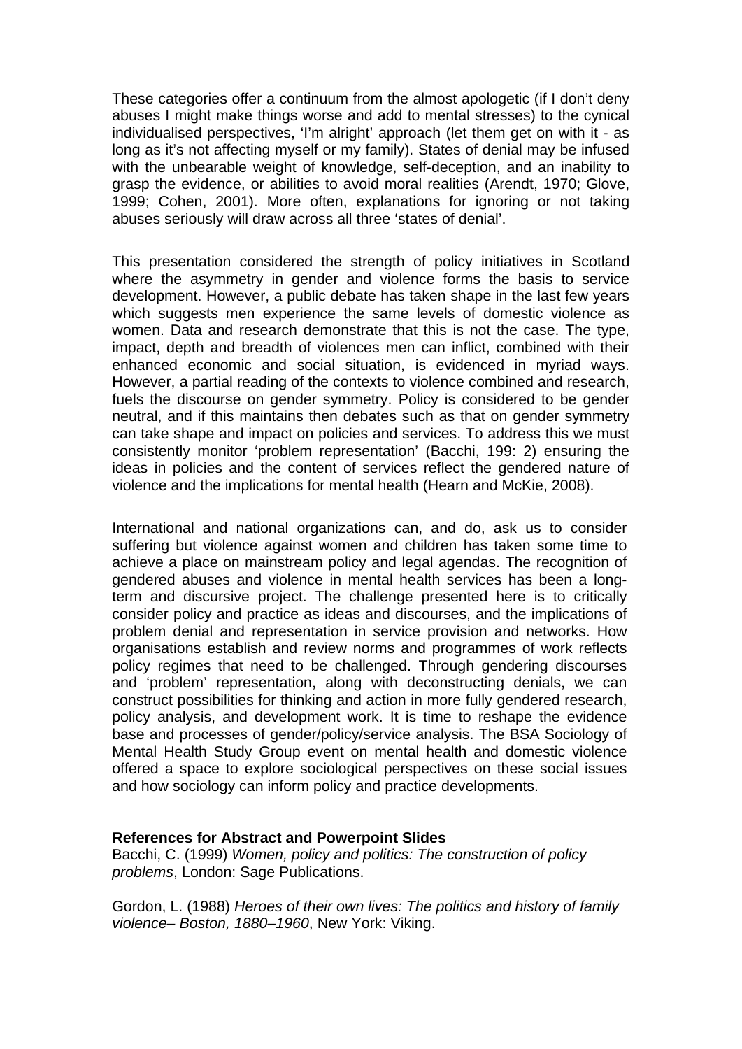These categories offer a continuum from the almost apologetic (if I don't deny abuses I might make things worse and add to mental stresses) to the cynical individualised perspectives, 'I'm alright' approach (let them get on with it - as long as it's not affecting myself or my family). States of denial may be infused with the unbearable weight of knowledge, self-deception, and an inability to grasp the evidence, or abilities to avoid moral realities (Arendt, 1970; Glove, 1999; Cohen, 2001). More often, explanations for ignoring or not taking abuses seriously will draw across all three 'states of denial'.

This presentation considered the strength of policy initiatives in Scotland where the asymmetry in gender and violence forms the basis to service development. However, a public debate has taken shape in the last few years which suggests men experience the same levels of domestic violence as women. Data and research demonstrate that this is not the case. The type, impact, depth and breadth of violences men can inflict, combined with their enhanced economic and social situation, is evidenced in myriad ways. However, a partial reading of the contexts to violence combined and research, fuels the discourse on gender symmetry. Policy is considered to be gender neutral, and if this maintains then debates such as that on gender symmetry can take shape and impact on policies and services. To address this we must consistently monitor 'problem representation' (Bacchi, 199: 2) ensuring the ideas in policies and the content of services reflect the gendered nature of violence and the implications for mental health (Hearn and McKie, 2008).

International and national organizations can, and do, ask us to consider suffering but violence against women and children has taken some time to achieve a place on mainstream policy and legal agendas. The recognition of gendered abuses and violence in mental health services has been a long-term and discursive project. The challenge presented here is to critically consider policy and practice as ideas and discourses, and the implications of problem denial and representation in service provision and networks. How organisations establish and review norms and programmes of work reflects policy regimes that need to be challenged. Through gendering discourses and 'problem' representation, along with deconstructing denials, we can construct possibilities for thinking and action in more fully gendered research, policy analysis, and development work. It is time to reshape the evidence base and processes of gender/policy/service analysis. The BSA Sociology of Mental Health Study Group event on mental health and domestic violence offered a space to explore sociological perspectives on these social issues and how sociology can inform policy and practice developments.

**References for Abstract and Powerpoint Slides**

Bacchi, C. (1999) *Women, policy and politics: The construction of policy problems*, London: Sage Publications.

Gordon, L. (1988) *Heroes of their own lives: The politics and history of family violence– Boston, 1880–1960*, New York: Viking.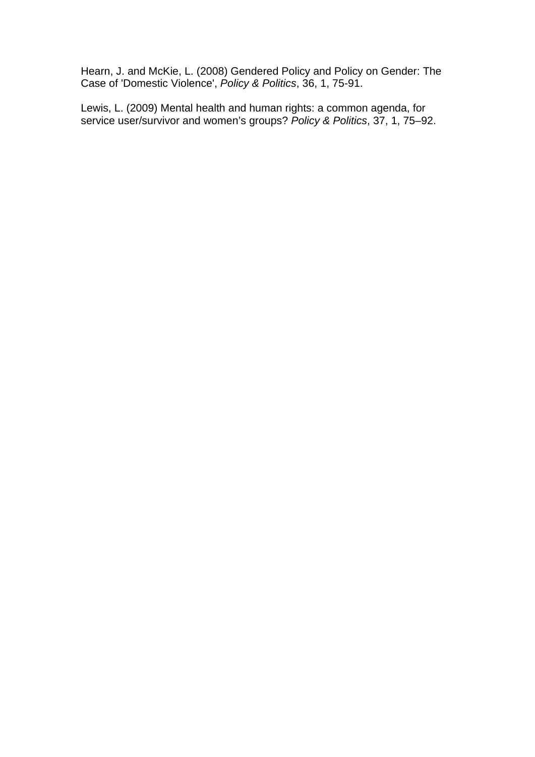Hearn, J. and McKie, L. (2008) Gendered Policy and Policy on Gender: The Case of 'Domestic Violence', *Policy & Politics*, 36, 1, 75-91.

Lewis, L. (2009) Mental health and human rights: a common agenda, for service user/survivor and women's groups? *Policy & Politics*, 37, 1, 75–92.